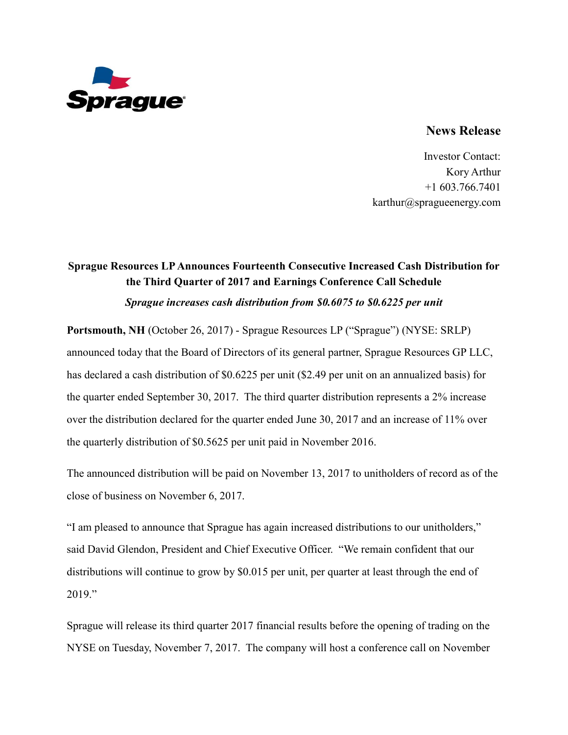Sprague

## News Release

Investor Contact:
Kory Arthur
+1 603.766.7401
karthur@spragueenergy.com

**Sprague Resources LP Announces Fourteenth Consecutive Increased Cash Distribution for the Third Quarter of 2017 and Earnings Conference Call Schedule**

***Sprague increases cash distribution from $0.6075 to $0.6225 per unit***

**Portsmouth, NH** (October 26, 2017) - Sprague Resources LP ("Sprague") (NYSE: SRLP) announced today that the Board of Directors of its general partner, Sprague Resources GP LLC, has declared a cash distribution of $0.6225 per unit ($2.49 per unit on an annualized basis) for the quarter ended September 30, 2017. The third quarter distribution represents a 2% increase over the distribution declared for the quarter ended June 30, 2017 and an increase of 11% over the quarterly distribution of $0.5625 per unit paid in November 2016.

The announced distribution will be paid on November 13, 2017 to unitholders of record as of the close of business on November 6, 2017.

"I am pleased to announce that Sprague has again increased distributions to our unitholders," said David Glendon, President and Chief Executive Officer. "We remain confident that our distributions will continue to grow by $0.015 per unit, per quarter at least through the end of 2019."

Sprague will release its third quarter 2017 financial results before the opening of trading on the NYSE on Tuesday, November 7, 2017. The company will host a conference call on November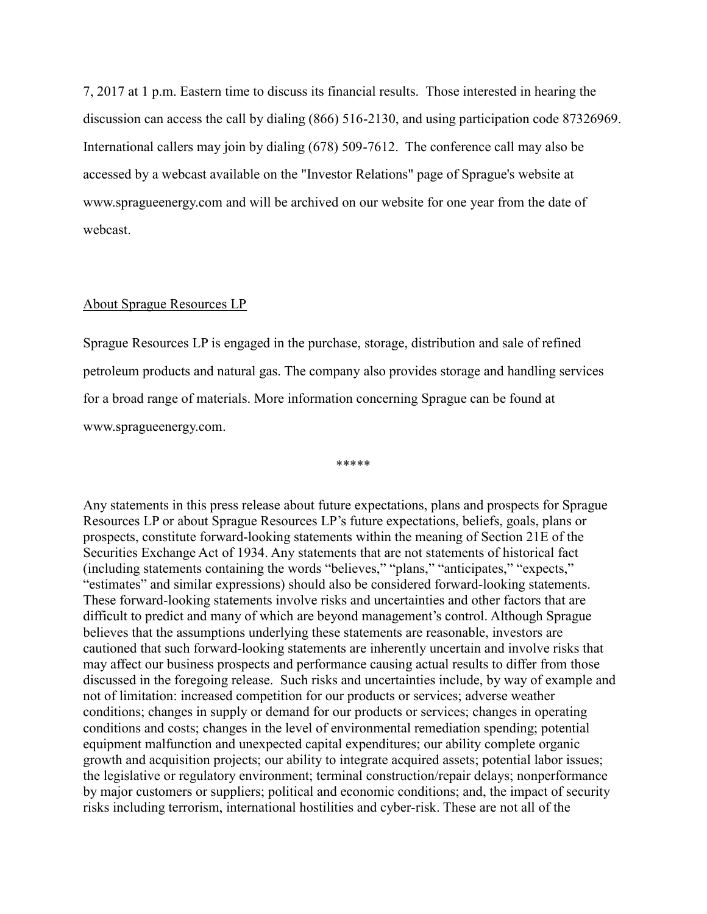7, 2017 at 1 p.m. Eastern time to discuss its financial results. Those interested in hearing the discussion can access the call by dialing (866) 516-2130, and using participation code 87326969. International callers may join by dialing (678) 509-7612. The conference call may also be accessed by a webcast available on the "Investor Relations" page of Sprague's website at www.spragueenergy.com and will be archived on our website for one year from the date of webcast.

## About Sprague Resources LP

Sprague Resources LP is engaged in the purchase, storage, distribution and sale of refined petroleum products and natural gas. The company also provides storage and handling services for a broad range of materials. More information concerning Sprague can be found at www.spragueenergy.com.

*****

Any statements in this press release about future expectations, plans and prospects for Sprague Resources LP or about Sprague Resources LP's future expectations, beliefs, goals, plans or prospects, constitute forward-looking statements within the meaning of Section 21E of the Securities Exchange Act of 1934. Any statements that are not statements of historical fact (including statements containing the words "believes," "plans," "anticipates," "expects," "estimates" and similar expressions) should also be considered forward-looking statements. These forward-looking statements involve risks and uncertainties and other factors that are difficult to predict and many of which are beyond management's control. Although Sprague believes that the assumptions underlying these statements are reasonable, investors are cautioned that such forward-looking statements are inherently uncertain and involve risks that may affect our business prospects and performance causing actual results to differ from those discussed in the foregoing release. Such risks and uncertainties include, by way of example and not of limitation: increased competition for our products or services; adverse weather conditions; changes in supply or demand for our products or services; changes in operating conditions and costs; changes in the level of environmental remediation spending; potential equipment malfunction and unexpected capital expenditures; our ability complete organic growth and acquisition projects; our ability to integrate acquired assets; potential labor issues; the legislative or regulatory environment; terminal construction/repair delays; nonperformance by major customers or suppliers; political and economic conditions; and, the impact of security risks including terrorism, international hostilities and cyber-risk. These are not all of the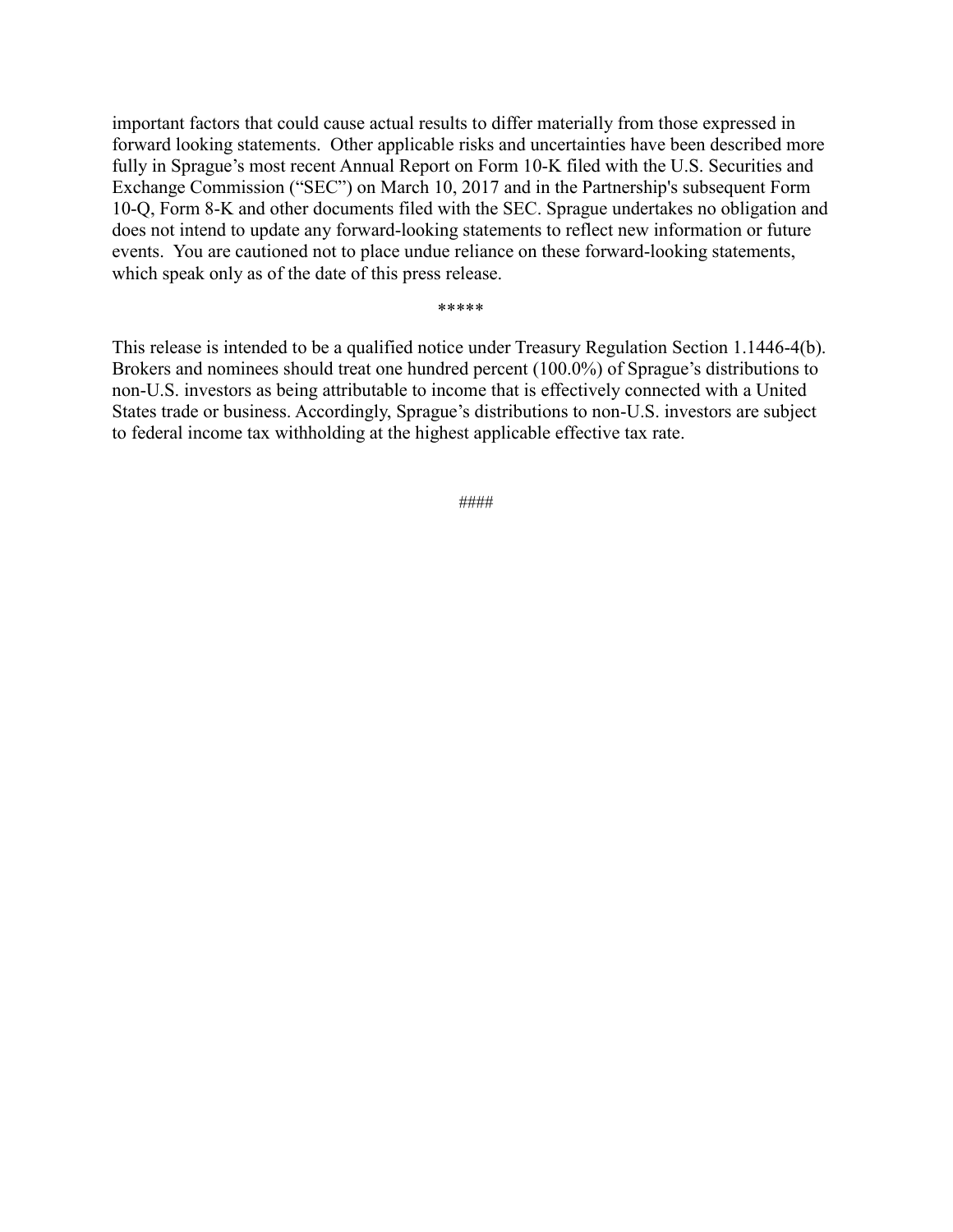important factors that could cause actual results to differ materially from those expressed in forward looking statements. Other applicable risks and uncertainties have been described more fully in Sprague's most recent Annual Report on Form 10-K filed with the U.S. Securities and Exchange Commission ("SEC") on March 10, 2017 and in the Partnership's subsequent Form 10-Q, Form 8-K and other documents filed with the SEC. Sprague undertakes no obligation and does not intend to update any forward-looking statements to reflect new information or future events. You are cautioned not to place undue reliance on these forward-looking statements, which speak only as of the date of this press release.

*****

This release is intended to be a qualified notice under Treasury Regulation Section 1.1446-4(b). Brokers and nominees should treat one hundred percent (100.0%) of Sprague's distributions to non-U.S. investors as being attributable to income that is effectively connected with a United States trade or business. Accordingly, Sprague's distributions to non-U.S. investors are subject to federal income tax withholding at the highest applicable effective tax rate.

####